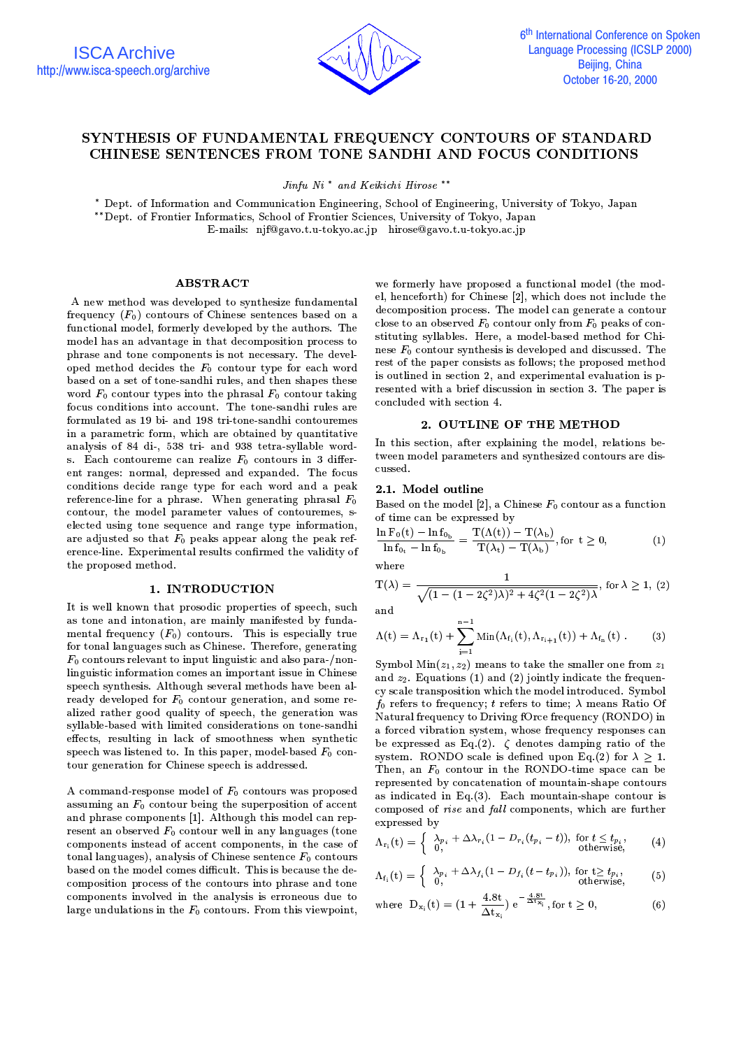# SYNTHESIS OF FUNDAMENTAL FREQUENCY CONTOURS OF STANDARD CHINESE SENTENCES FROM TONE SANDHI AND FOCUS CONDITIONS

*Jinfu Ni* * *and Keikichi Hirose* **

* Dept. of Information and Communication Engineering, School of Engineering, University of Tokyo, Japan
** Dept. of Frontier Informatics, School of Frontier Sciences, University of Tokyo, Japan
E-mails: njf@gavo.t.u-tokyo.ac.jp hirose@gavo.t.u-tokyo.ac.jp

## ABSTRACT

A new method was developed to synthesize fundamental frequency ($F_0$) contours of Chinese sentences based on a functional model, formerly developed by the authors. The model has an advantage in that decomposition process to phrase and tone components is not necessary. The developed method decides the $F_0$ contour type for each word based on a set of tone-sandhi rules, and then shapes these word $F_0$ contour types into the phrasal $F_0$ contour taking focus conditions into account. The tone-sandhi rules are formulated as 19 bi- and 198 tri-tone-sandhi contouremes in a parametric form, which are obtained by quantitative analysis of 84 di-, 538 tri- and 938 tetra-syllable words. Each contoureme can realize $F_0$ contours in 3 different ranges: normal, depressed and expanded. The focus conditions decide range type for each word and a peak reference-line for a phrase. When generating phrasal $F_0$ contour, the model parameter values of contouremes, selected using tone sequence and range type information, are adjusted so that $F_0$ peaks appear along the peak reference-line. Experimental results confirmed the validity of the proposed method.

## 1. INTRODUCTION

It is well known that prosodic properties of speech, such as tone and intonation, are mainly manifested by fundamental frequency ($F_0$) contours. This is especially true for tonal languages such as Chinese. Therefore, generating $F_0$ contours relevant to input linguistic and also para-/non-linguistic information comes an important issue in Chinese speech synthesis. Although several methods have been already developed for $F_0$ contour generation, and some realized rather good quality of speech, the generation was syllable-based with limited considerations on tone-sandhi effects, resulting in lack of smoothness when synthetic speech was listened to. In this paper, model-based $F_0$ contour generation for Chinese speech is addressed.

A command-response model of $F_0$ contours was proposed assuming an $F_0$ contour being the superposition of accent and phrase components [1]. Although this model can represent an observed $F_0$ contour well in any languages (tone components instead of accent components, in the case of tonal languages), analysis of Chinese sentence $F_0$ contours based on the model comes difficult. This is because the decomposition process of the contours into phrase and tone components involved in the analysis is erroneous due to large undulations in the $F_0$ contours. From this viewpoint, we formerly have proposed a functional model (the model, henceforth) for Chinese [2], which does not include the decomposition process. The model can generate a contour close to an observed $F_0$ contour only from $F_0$ peaks of constituting syllables. Here, a model-based method for Chinese $F_0$ contour synthesis is developed and discussed. The rest of the paper consists as follows; the proposed method is outlined in section 2, and experimental evaluation is presented with a brief discussion in section 3. The paper is concluded with section 4.

## 2. OUTLINE OF THE METHOD

In this section, after explaining the model, relations between model parameters and synthesized contours are discussed.

### 2.1. Model outline

Based on the model [2], a Chinese $F_0$ contour as a function of time can be expressed by

$$\frac{\ln F_0(t) - \ln f_{0_b}}{\ln f_{0_t} - \ln f_{0_b}} = \frac{T(\Lambda(t)) - T(\lambda_b)}{T(\lambda_t) - T(\lambda_b)}, \text{for } t \geq 0, \tag{1}$$

where

$$T(\lambda) = \frac{1}{\sqrt{(1-(1-2\zeta^2)\lambda)^2 + 4\zeta^2(1-2\zeta^2)\lambda}}, \text{ for } \lambda \geq 1, \tag{2}$$

and

$$\Lambda(t) = \Lambda_{r_1}(t) + \sum_{i=1}^{n-1} \mathrm{Min}(\Lambda_{f_i}(t), \Lambda_{r_{i+1}}(t)) + \Lambda_{f_n}(t)\,. \tag{3}$$

Symbol $\mathrm{Min}(z_1, z_2)$ means to take the smaller one from $z_1$ and $z_2$. Equations (1) and (2) jointly indicate the frequency scale transposition which the model introduced. Symbol $f_0$ refers to frequency; $t$ refers to time; $\lambda$ means Ratio Of Natural frequency to Driving fOrce frequency (RONDO) in a forced vibration system, whose frequency responses can be expressed as Eq.(2). $\zeta$ denotes damping ratio of the system. RONDO scale is defined upon Eq.(2) for $\lambda \geq 1$. Then, an $F_0$ contour in the RONDO-time space can be represented by concatenation of mountain-shape contours as indicated in Eq.(3). Each mountain-shape contour is composed of *rise* and *fall* components, which are further expressed by

$$\Lambda_{r_i}(t) = \begin{cases} \lambda_{p_i} + \Delta\lambda_{r_i}(1 - D_{r_i}(t_{p_i} - t)), & \text{for } t \leq t_{p_i}, \\ 0, & \text{otherwise}, \end{cases} \tag{4}$$

$$\Lambda_{f_i}(t) = \begin{cases} \lambda_{p_i} + \Delta\lambda_{f_i}(1 - D_{f_i}(t - t_{p_i})), & \text{for } t \geq t_{p_i}, \\ 0, & \text{otherwise}, \end{cases} \tag{5}$$

$$\text{where } D_{x_i}(t) = \left(1 + \frac{4.8t}{\Delta t_{x_i}}\right) e^{-\frac{4.8t}{\Delta t_{x_i}}}, \text{for } t \geq 0, \tag{6}$$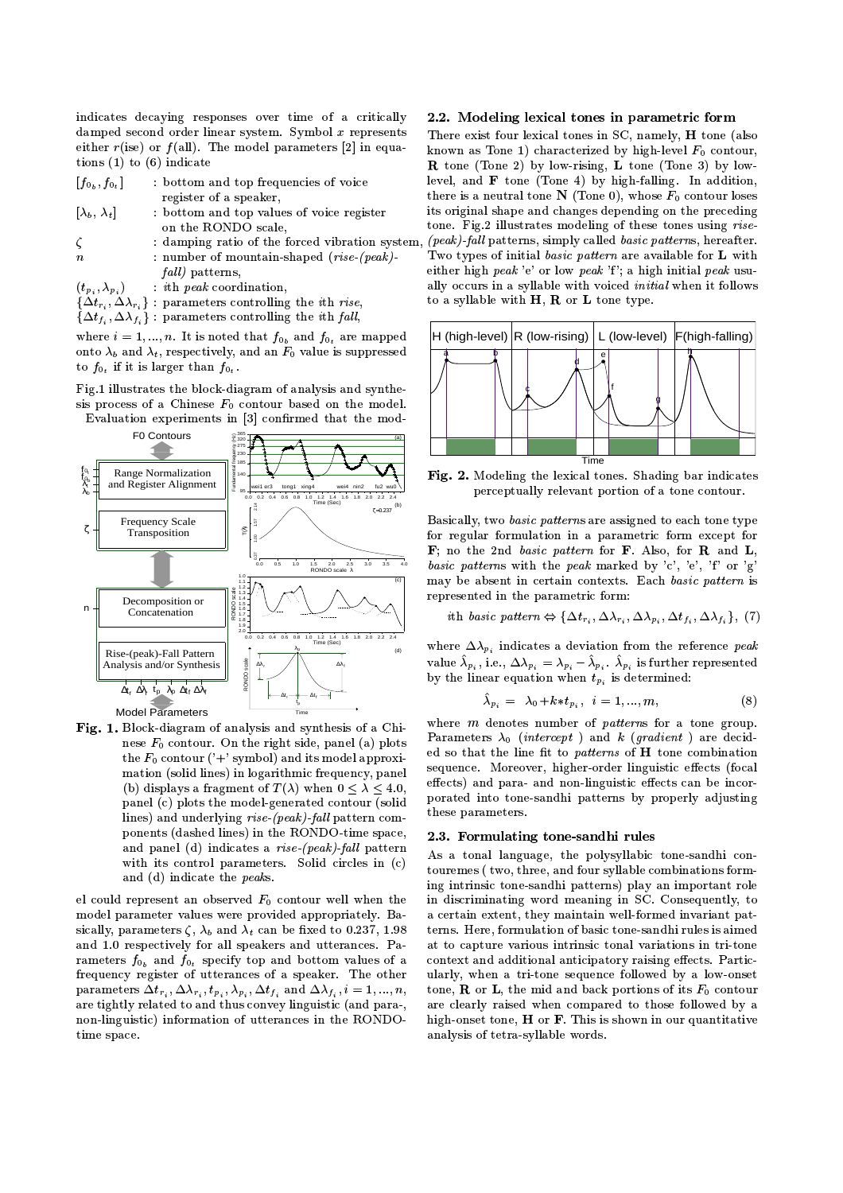indicates decaying responses over time of a critically damped second order linear system. Symbol $x$ represents either $r$(ise) or $f$(all). The model parameters [2] in equations (1) to (6) indicate

- $[f_{0_b}, f_{0_t}]$ : bottom and top frequencies of voice register of a speaker,
- $[\lambda_b, \lambda_t]$ : bottom and top values of voice register on the RONDO scale,
- $\zeta$ : damping ratio of the forced vibration system,
- $n$ : number of mountain-shaped (*rise-(peak)-fall*) patterns,
- $(t_{p_i}, \lambda_{p_i})$ : $i$th *peak* coordination,
- $\{\Delta t_{r_i}, \Delta\lambda_{r_i}\}$ : parameters controlling the $i$th *rise*,
- $\{\Delta t_{f_i}, \Delta\lambda_{f_i}\}$ : parameters controlling the $i$th *fall*,

where $i = 1, ..., n$. It is noted that $f_{0_b}$ and $f_{0_t}$ are mapped onto $\lambda_b$ and $\lambda_t$, respectively, and an $F_0$ value is suppressed to $f_{0_t}$ if it is larger than $f_{0_t}$.

Fig.1 illustrates the block-diagram of analysis and synthesis process of a Chinese $F_0$ contour based on the model. Evaluation experiments in [3] confirmed that the model could represent an observed $F_0$ contour well when the model parameter values were provided appropriately. Basically, parameters $\zeta$, $\lambda_b$ and $\lambda_t$ can be fixed to 0.237, 1.98 and 1.0 respectively for all speakers and utterances. Parameters $f_{0_b}$ and $f_{0_t}$ specify top and bottom values of a frequency register of utterances of a speaker. The other parameters $\Delta t_{r_i}, \Delta\lambda_{r_i}, t_{p_i}, \lambda_{p_i}, \Delta t_{f_i}$ and $\Delta\lambda_{f_i}, i = 1, ..., n$, are tightly related to and thus convey linguistic (and para-, non-linguistic) information of utterances in the RONDO-time space.

**Fig. 1.** Block-diagram of analysis and synthesis of a Chinese $F_0$ contour. On the right side, panel (a) plots the $F_0$ contour ('+' symbol) and its model approximation (solid lines) in logarithmic frequency, panel (b) displays a fragment of $T(\lambda)$ when $0 \leq \lambda \leq 4.0$, panel (c) plots the model-generated contour (solid lines) and underlying *rise-(peak)-fall* pattern components (dashed lines) in the RONDO-time space, and panel (d) indicates a *rise-(peak)-fall* pattern with its control parameters. Solid circles in (c) and (d) indicate the *peak*s.

## 2.2. Modeling lexical tones in parametric form

There exist four lexical tones in SC, namely, **H** tone (also known as Tone 1) characterized by high-level $F_0$ contour, **R** tone (Tone 2) by low-rising, **L** tone (Tone 3) by low-level, and **F** tone (Tone 4) by high-falling. In addition, there is a neutral tone **N** (Tone 0), whose $F_0$ contour loses its original shape and changes depending on the preceding tone. Fig.2 illustrates modeling of these tones using *rise-(peak)-fall* patterns, simply called *basic patterns*, hereafter. Two types of initial *basic pattern* are available for **L** with either high *peak* 'e' or low *peak* 'f'; a high initial *peak* usually occurs in a syllable with voiced *initial* when it follows to a syllable with **H**, **R** or **L** tone type.

**Fig. 2.** Modeling the lexical tones. Shading bar indicates perceptually relevant portion of a tone contour.

Basically, two *basic patterns* are assigned to each tone type for regular formulation in a parametric form except for **F**; no the 2nd *basic pattern* for **F**. Also, for **R** and **L**, *basic patterns* with the *peak* marked by 'c', 'e', 'f' or 'g' may be absent in certain contexts. Each *basic pattern* is represented in the parametric form:

$$i\text{th } basic\ pattern \Leftrightarrow \{\Delta t_{r_i}, \Delta\lambda_{r_i}, \Delta\lambda_{p_i}, \Delta t_{f_i}, \Delta\lambda_{f_i}\}, \quad (7)$$

where $\Delta\lambda_{p_i}$ indicates a deviation from the reference *peak* value $\hat{\lambda}_{p_i}$, i.e., $\Delta\lambda_{p_i} = \lambda_{p_i} - \hat{\lambda}_{p_i}$. $\hat{\lambda}_{p_i}$ is further represented by the linear equation when $t_{p_i}$ is determined:

$$\hat{\lambda}_{p_i} = \lambda_0 + k * t_{p_i}, \quad i = 1, ..., m, \quad (8)$$

where $m$ denotes number of *patterns* for a tone group. Parameters $\lambda_0$ (*intercept*) and $k$ (*gradient*) are decided so that the line fit to *patterns* of **H** tone combination sequence. Moreover, higher-order linguistic effects (focal effects) and para- and non-linguistic effects can be incorporated into tone-sandhi patterns by properly adjusting these parameters.

## 2.3. Formulating tone-sandhi rules

As a tonal language, the polysyllabic tone-sandhi contouremes ( two, three, and four syllable combinations forming intrinsic tone-sandhi patterns) play an important role in discriminating word meaning in SC. Consequently, to a certain extent, they maintain well-formed invariant patterns. Here, formulation of basic tone-sandhi rules is aimed at to capture various intrinsic tonal variations in tri-tone context and additional anticipatory raising effects. Particularly, when a tri-tone sequence followed by a low-onset tone, **R** or **L**, the mid and back portions of its $F_0$ contour are clearly raised when compared to those followed by a high-onset tone, **H** or **F**. This is shown in our quantitative analysis of tetra-syllable words.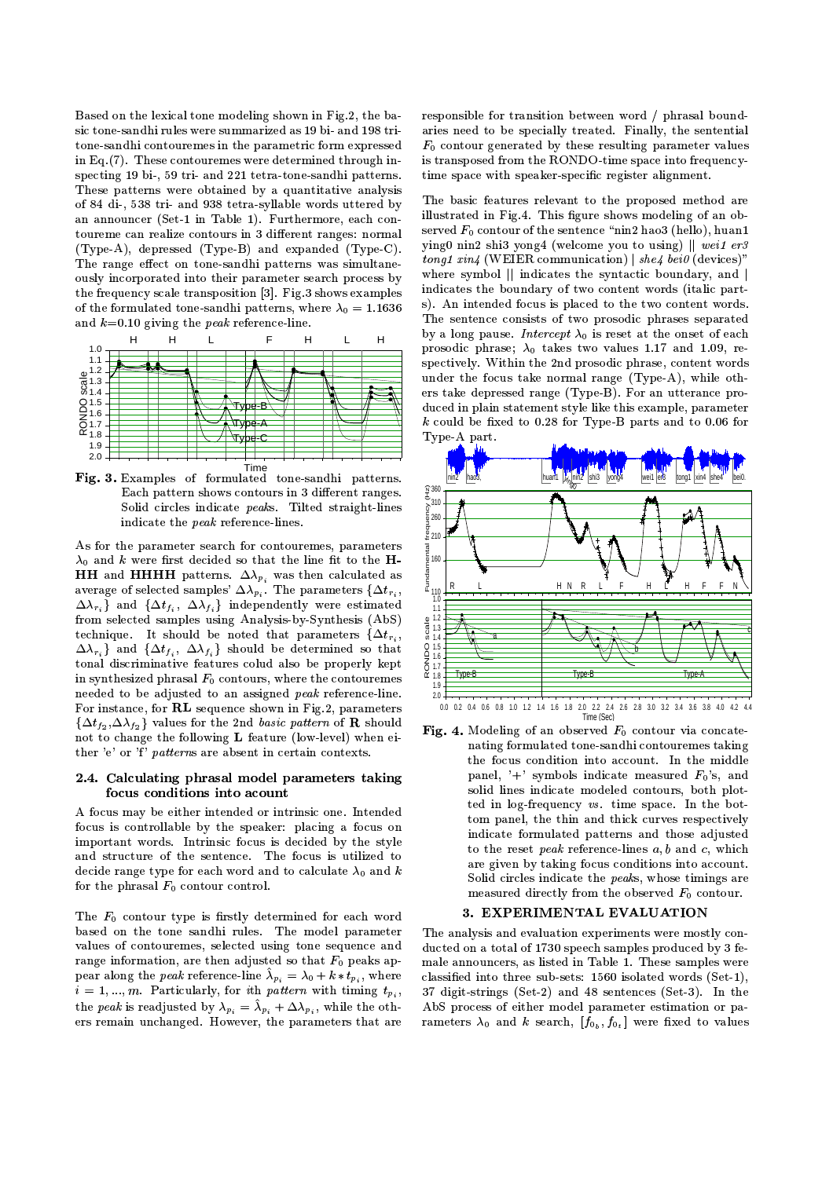Based on the lexical tone modeling shown in Fig.2, the basic tone-sandhi rules were summarized as 19 bi- and 198 tri-tone-sandhi contouremes in the parametric form expressed in Eq.(7). These contouremes were determined through inspecting 19 bi-, 59 tri- and 221 tetra-tone-sandhi patterns. These patterns were obtained by a quantitative analysis of 84 di-, 538 tri- and 938 tetra-syllable words uttered by an announcer (Set-1 in Table 1). Furthermore, each contoureme can realize contours in 3 different ranges: normal (Type-A), depressed (Type-B) and expanded (Type-C). The range effect on tone-sandhi patterns was simultaneously incorporated into their parameter search process by the frequency scale transposition [3]. Fig.3 shows examples of the formulated tone-sandhi patterns, where $\lambda_0 = 1.1636$ and $k$=0.10 giving the *peak* reference-line.

**Fig. 3.** Examples of formulated tone-sandhi patterns. Each pattern shows contours in 3 different ranges. Solid circles indicate *peak*s. Tilted straight-lines indicate the *peak* reference-lines.

As for the parameter search for contouremes, parameters $\lambda_0$ and $k$ were first decided so that the line fit to the **H-HH** and **HHHH** patterns. $\Delta\lambda_{p_i}$ was then calculated as average of selected samples' $\Delta\lambda_{p_i}$. The parameters $\{\Delta t_{r_i}, \Delta\lambda_{r_i}\}$ and $\{\Delta t_{f_i}, \Delta\lambda_{f_i}\}$ independently were estimated from selected samples using Analysis-by-Synthesis (AbS) technique. It should be noted that parameters $\{\Delta t_{r_i}, \Delta\lambda_{r_i}\}$ and $\{\Delta t_{f_i}, \Delta\lambda_{f_i}\}$ should be determined so that tonal discriminative features colud also be properly kept in synthesized phrasal $F_0$ contours, where the contouremes needed to be adjusted to an assigned *peak* reference-line. For instance, for **RL** sequence shown in Fig.2, parameters $\{\Delta t_{f_2}, \Delta\lambda_{f_2}\}$ values for the 2nd *basic pattern* of **R** should not to change the following **L** feature (low-level) when either 'e' or 'f' *patterns* are absent in certain contexts.

### 2.4. Calculating phrasal model parameters taking focus conditions into acount

A focus may be either intended or intrinsic one. Intended focus is controllable by the speaker: placing a focus on important words. Intrinsic focus is decided by the style and structure of the sentence. The focus is utilized to decide range type for each word and to calculate $\lambda_0$ and $k$ for the phrasal $F_0$ contour control.

The $F_0$ contour type is firstly determined for each word based on the tone sandhi rules. The model parameter values of contouremes, selected using tone sequence and range information, are then adjusted so that $F_0$ peaks appear along the *peak* reference-line $\hat{\lambda}_{p_i} = \lambda_0 + k * t_{p_i}$, where $i = 1, ..., m$. Particularly, for *i*th *pattern* with timing $t_{p_i}$, the *peak* is readjusted by $\lambda_{p_i} = \hat{\lambda}_{p_i} + \Delta\lambda_{p_i}$, while the others remain unchanged. However, the parameters that are responsible for transition between word / phrasal boundaries need to be specially treated. Finally, the sentential $F_0$ contour generated by these resulting parameter values is transposed from the RONDO-time space into frequency-time space with speaker-specific register alignment.

The basic features relevant to the proposed method are illustrated in Fig.4. This figure shows modeling of an observed $F_0$ contour of the sentence "nin2 hao3 (hello), huan1 ying0 nin2 shi3 yong4 (welcome you to using) || *wei1 er3 tong1 xin4* (WEIER communication) | *she4 bei0* (devices)" where symbol || indicates the syntactic boundary, and | indicates the boundary of two content words (italic parts). An intended focus is placed to the two content words. The sentence consists of two prosodic phrases separated by a long pause. *Intercept* $\lambda_0$ is reset at the onset of each prosodic phrase; $\lambda_0$ takes two values 1.17 and 1.09, respectively. Within the 2nd prosodic phrase, content words under the focus take normal range (Type-A), while others take depressed range (Type-B). For an utterance produced in plain statement style like this example, parameter $k$ could be fixed to 0.28 for Type-B parts and to 0.06 for Type-A part.

**Fig. 4.** Modeling of an observed $F_0$ contour via concatenating formulated tone-sandhi contouremes taking the focus condition into account. In the middle panel, '+' symbols indicate measured $F_0$'s, and solid lines indicate modeled contours, both plotted in log-frequency *vs*. time space. In the bottom panel, the thin and thick curves respectively indicate formulated patterns and those adjusted to the reset *peak* reference-lines *a*, *b* and *c*, which are given by taking focus conditions into account. Solid circles indicate the *peak*s, whose timings are measured directly from the observed $F_0$ contour.

## 3. EXPERIMENTAL EVALUATION

The analysis and evaluation experiments were mostly conducted on a total of 1730 speech samples produced by 3 female announcers, as listed in Table 1. These samples were classified into three sub-sets: 1560 isolated words (Set-1), 37 digit-strings (Set-2) and 48 sentences (Set-3). In the AbS process of either model parameter estimation or parameters $\lambda_0$ and $k$ search, $[f_{0_b}, f_{0_t}]$ were fixed to values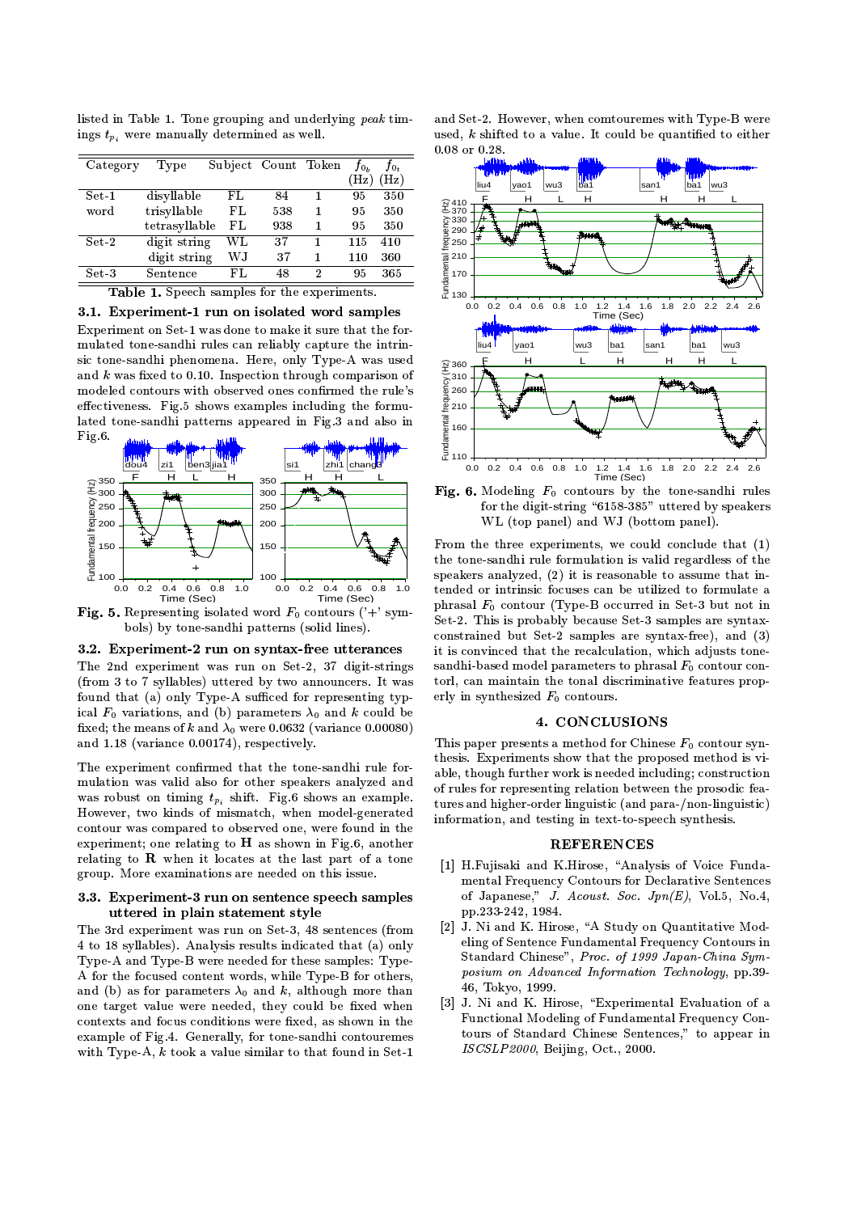listed in Table 1. Tone grouping and underlying *peak* timings $t_{p_i}$ were manually determined as well.

| Category | Type | Subject | Count | Token | $f_{0_b}$ (Hz) | $f_{0_t}$ (Hz) |
|---|---|---|---|---|---|---|
| Set-1 | disyllable | FL | 84 | 1 | 95 | 350 |
| word | trisyllable | FL | 538 | 1 | 95 | 350 |
| | tetrasyllable | FL | 938 | 1 | 95 | 350 |
| Set-2 | digit string | WL | 37 | 1 | 115 | 410 |
| | digit string | WJ | 37 | 1 | 110 | 360 |
| Set-3 | Sentence | FL | 48 | 2 | 95 | 365 |

**Table 1.** Speech samples for the experiments.

### 3.1. Experiment-1 run on isolated word samples

Experiment on Set-1 was done to make it sure that the formulated tone-sandhi rules can reliably capture the intrinsic tone-sandhi phenomena. Here, only Type-A was used and $k$ was fixed to 0.10. Inspection through comparison of modeled contours with observed ones confirmed the rule's effectiveness. Fig.5 shows examples including the formulated tone-sandhi patterns appeared in Fig.3 and also in Fig.6.

dou4 zi1 ben3 jia1
F H L H
si1 zhi1 chang3
H H L
Fundamental frequency (Hz)
Time (Sec)

**Fig. 5.** Representing isolated word $F_0$ contours ('+' symbols) by tone-sandhi patterns (solid lines).

### 3.2. Experiment-2 run on syntax-free utterances

The 2nd experiment was run on Set-2, 37 digit-strings (from 3 to 7 syllables) uttered by two announcers. It was found that (a) only Type-A sufficed for representing typical $F_0$ variations, and (b) parameters $\lambda_0$ and $k$ could be fixed; the means of $k$ and $\lambda_0$ were 0.0632 (variance 0.00080) and 1.18 (variance 0.00174), respectively.

The experiment confirmed that the tone-sandhi rule formulation was valid also for other speakers analyzed and was robust on timing $t_{p_i}$ shift. Fig.6 shows an example. However, two kinds of mismatch, when model-generated contour was compared to observed one, were found in the experiment; one relating to **H** as shown in Fig.6, another relating to **R** when it locates at the last part of a tone group. More examinations are needed on this issue.

### 3.3. Experiment-3 run on sentence speech samples uttered in plain statement style

The 3rd experiment was run on Set-3, 48 sentences (from 4 to 18 syllables). Analysis results indicated that (a) only Type-A and Type-B were needed for these samples: Type-A for the focused content words, while Type-B for others, and (b) as for parameters $\lambda_0$ and $k$, although more than one target value were needed, they could be fixed when contexts and focus conditions were fixed, as shown in the example of Fig.4. Generally, for tone-sandhi contouremes with Type-A, $k$ took a value similar to that found in Set-1 and Set-2. However, when comtouremes with Type-B were used, $k$ shifted to a value. It could be quantified to either 0.08 or 0.28.

liu4 yao1 wu3 ba1 san1 ba1 wu3
F H L H H H L
Fundamental frequency (Hz)
Time (Sec)

liu4 yao1 wu3 ba1 san1 ba1 wu3
F H L H H H L
Fundamental frequency (Hz)
Time (Sec)

**Fig. 6.** Modeling $F_0$ contours by the tone-sandhi rules for the digit-string "6158-385" uttered by speakers WL (top panel) and WJ (bottom panel).

From the three experiments, we could conclude that (1) the tone-sandhi rule formulation is valid regardless of the speakers analyzed, (2) it is reasonable to assume that intended or intrinsic focuses can be utilized to formulate a phrasal $F_0$ contour (Type-B occurred in Set-3 but not in Set-2. This is probably because Set-3 samples are syntax-constrained but Set-2 samples are syntax-free), and (3) it is convinced that the recalculation, which adjusts tone-sandhi-based model parameters to phrasal $F_0$ contour contorl, can maintain the tonal discriminative features properly in synthesized $F_0$ contours.

## 4. CONCLUSIONS

This paper presents a method for Chinese $F_0$ contour synthesis. Experiments show that the proposed method is viable, though further work is needed including; construction of rules for representing relation between the prosodic features and higher-order linguistic (and para-/non-linguistic) information, and testing in text-to-speech synthesis.

## REFERENCES

[1] H.Fujisaki and K.Hirose, "Analysis of Voice Fundamental Frequency Contours for Declarative Sentences of Japanese," *J. Acoust. Soc. Jpn(E)*, Vol.5, No.4, pp.233-242, 1984.

[2] J. Ni and K. Hirose, "A Study on Quantitative Modeling of Sentence Fundamental Frequency Contours in Standard Chinese", *Proc. of 1999 Japan-China Symposium on Advanced Information Technology*, pp.39-46, Tokyo, 1999.

[3] J. Ni and K. Hirose, "Experimental Evaluation of a Functional Modeling of Fundamental Frequency Contours of Standard Chinese Sentences," to appear in *ISCSLP2000*, Beijing, Oct., 2000.